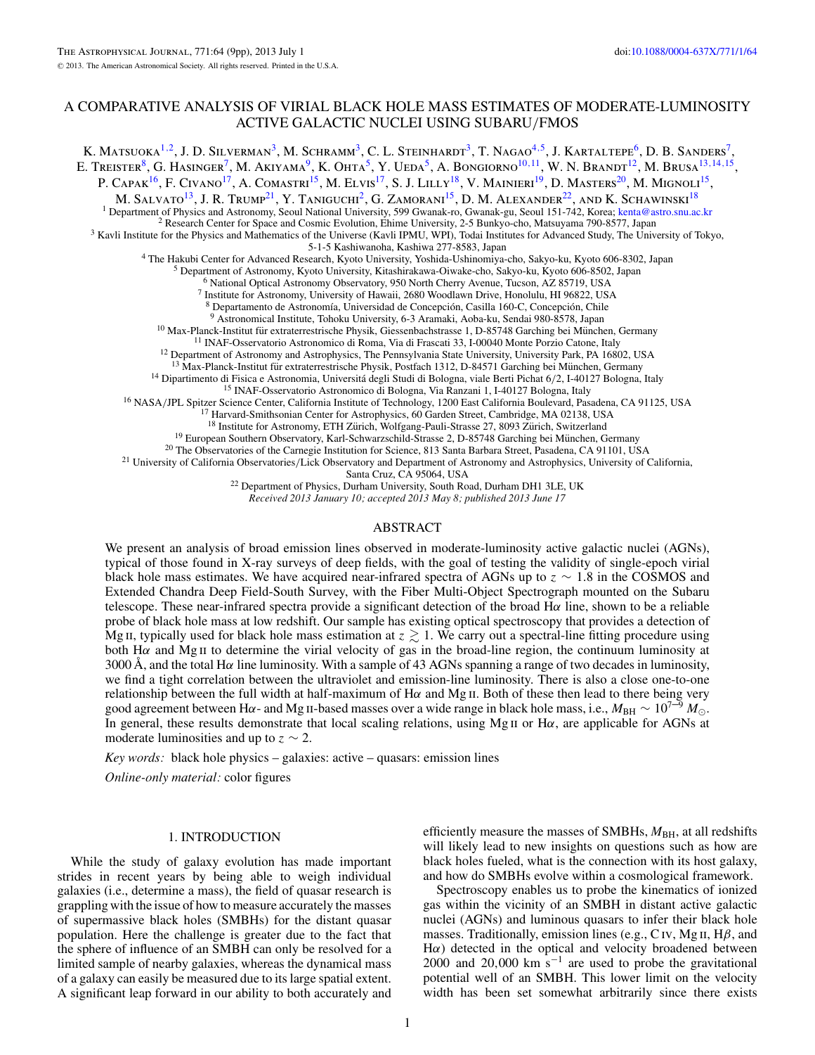# A COMPARATIVE ANALYSIS OF VIRIAL BLACK HOLE MASS ESTIMATES OF MODERATE-LUMINOSITY ACTIVE GALACTIC NUCLEI USING SUBARU/FMOS

K. Matsuoka[1,2], J. D. Silverman[3], M. Schramm[3], C. L. Steinhardt[3], T. Nagao[4,5], J. Kartaltepe[6], D. B. Sanders[7], E. Treister[8], G. Hasinger[7], M. Akiyama[9], K. Ohta[5], Y. Ueda[5], A. Bongiorno[10,11], W. N. Brandt[12], M. Brusa[13,14,15], P. Capak[16], F. Civano[17], A. Comastri[15], M. Elvis[17], S. J. Lilly[18], V. Mainieri[19], D. Masters[20], M. Mignoli[15], M. Salvato[13], J. R. Trump[21], Y. Taniguchi[2], G. Zamorani[15], D. M. Alexander[22], and K. Schawinski[18]

[1] Department of Physics and Astronomy, Seoul National University, 599 Gwanak-ro, Gwanak-gu, Seoul 151-742, Korea; kenta@astro.snu.ac.kr
[2] Research Center for Space and Cosmic Evolution, Ehime University, 2-5 Bunkyo-cho, Matsuyama 790-8577, Japan
[3] Kavli Institute for the Physics and Mathematics of the Universe (Kavli IPMU, WPI), Todai Institutes for Advanced Study, The University of Tokyo, 5-1-5 Kashiwanoha, Kashiwa 277-8583, Japan
[4] The Hakubi Center for Advanced Research, Kyoto University, Yoshida-Ushinomiya-cho, Sakyo-ku, Kyoto 606-8302, Japan
[5] Department of Astronomy, Kyoto University, Kitashirakawa-Oiwake-cho, Sakyo-ku, Kyoto 606-8502, Japan
[6] National Optical Astronomy Observatory, 950 North Cherry Avenue, Tucson, AZ 85719, USA
[7] Institute for Astronomy, University of Hawaii, 2680 Woodlawn Drive, Honolulu, HI 96822, USA
[8] Departamento de Astronomía, Universidad de Concepción, Casilla 160-C, Concepción, Chile
[9] Astronomical Institute, Tohoku University, 6-3 Aramaki, Aoba-ku, Sendai 980-8578, Japan
[10] Max-Planck-Institut für extraterrestrische Physik, Giessenbachstrasse 1, D-85748 Garching bei München, Germany
[11] INAF-Osservatorio Astronomico di Roma, Via di Frascati 33, I-00040 Monte Porzio Catone, Italy
[12] Department of Astronomy and Astrophysics, The Pennsylvania State University, University Park, PA 16802, USA
[13] Max-Planck-Institut für extraterrestrische Physik, Postfach 1312, D-84571 Garching bei München, Germany
[14] Dipartimento di Fisica e Astronomia, Universitá degli Studi di Bologna, viale Berti Pichat 6/2, I-40127 Bologna, Italy
[15] INAF-Osservatorio Astronomico di Bologna, Via Ranzani 1, I-40127 Bologna, Italy
[16] NASA/JPL Spitzer Science Center, California Institute of Technology, 1200 East California Boulevard, Pasadena, CA 91125, USA
[17] Harvard-Smithsonian Center for Astrophysics, 60 Garden Street, Cambridge, MA 02138, USA
[18] Institute for Astronomy, ETH Zürich, Wolfgang-Pauli-Strasse 27, 8093 Zürich, Switzerland
[19] European Southern Observatory, Karl-Schwarzschild-Strasse 2, D-85748 Garching bei München, Germany
[20] The Observatories of the Carnegie Institution for Science, 813 Santa Barbara Street, Pasadena, CA 91101, USA
[21] University of California Observatories/Lick Observatory and Department of Astronomy and Astrophysics, University of California, Santa Cruz, CA 95064, USA
[22] Department of Physics, Durham University, South Road, Durham DH1 3LE, UK

*Received 2013 January 10; accepted 2013 May 8; published 2013 June 17*

## ABSTRACT

We present an analysis of broad emission lines observed in moderate-luminosity active galactic nuclei (AGNs), typical of those found in X-ray surveys of deep fields, with the goal of testing the validity of single-epoch virial black hole mass estimates. We have acquired near-infrared spectra of AGNs up to $z \sim 1.8$ in the COSMOS and Extended Chandra Deep Field-South Survey, with the Fiber Multi-Object Spectrograph mounted on the Subaru telescope. These near-infrared spectra provide a significant detection of the broad H$\alpha$ line, shown to be a reliable probe of black hole mass at low redshift. Our sample has existing optical spectroscopy that provides a detection of Mg II, typically used for black hole mass estimation at $z \gtrsim 1$. We carry out a spectral-line fitting procedure using both H$\alpha$ and Mg II to determine the virial velocity of gas in the broad-line region, the continuum luminosity at 3000 Å, and the total H$\alpha$ line luminosity. With a sample of 43 AGNs spanning a range of two decades in luminosity, we find a tight correlation between the ultraviolet and emission-line luminosity. There is also a close one-to-one relationship between the full width at half-maximum of H$\alpha$ and Mg II. Both of these then lead to there being very good agreement between H$\alpha$- and Mg II-based masses over a wide range in black hole mass, i.e., $M_{\rm BH} \sim 10^{7-9}\,M_\odot$. In general, these results demonstrate that local scaling relations, using Mg II or H$\alpha$, are applicable for AGNs at moderate luminosities and up to $z \sim 2$.

*Key words:* black hole physics – galaxies: active – quasars: emission lines

*Online-only material:* color figures

## 1. INTRODUCTION

While the study of galaxy evolution has made important strides in recent years by being able to weigh individual galaxies (i.e., determine a mass), the field of quasar research is grappling with the issue of how to measure accurately the masses of supermassive black holes (SMBHs) for the distant quasar population. Here the challenge is greater due to the fact that the sphere of influence of an SMBH can only be resolved for a limited sample of nearby galaxies, whereas the dynamical mass of a galaxy can easily be measured due to its large spatial extent. A significant leap forward in our ability to both accurately and efficiently measure the masses of SMBHs, $M_{\rm BH}$, at all redshifts will likely lead to new insights on questions such as how are black holes fueled, what is the connection with its host galaxy, and how do SMBHs evolve within a cosmological framework.

Spectroscopy enables us to probe the kinematics of ionized gas within the vicinity of an SMBH in distant active galactic nuclei (AGNs) and luminous quasars to infer their black hole masses. Traditionally, emission lines (e.g., C IV, Mg II, H$\beta$, and H$\alpha$) detected in the optical and velocity broadened between 2000 and 20,000 km s$^{-1}$ are used to probe the gravitational potential well of an SMBH. This lower limit on the velocity width has been set somewhat arbitrarily since there exists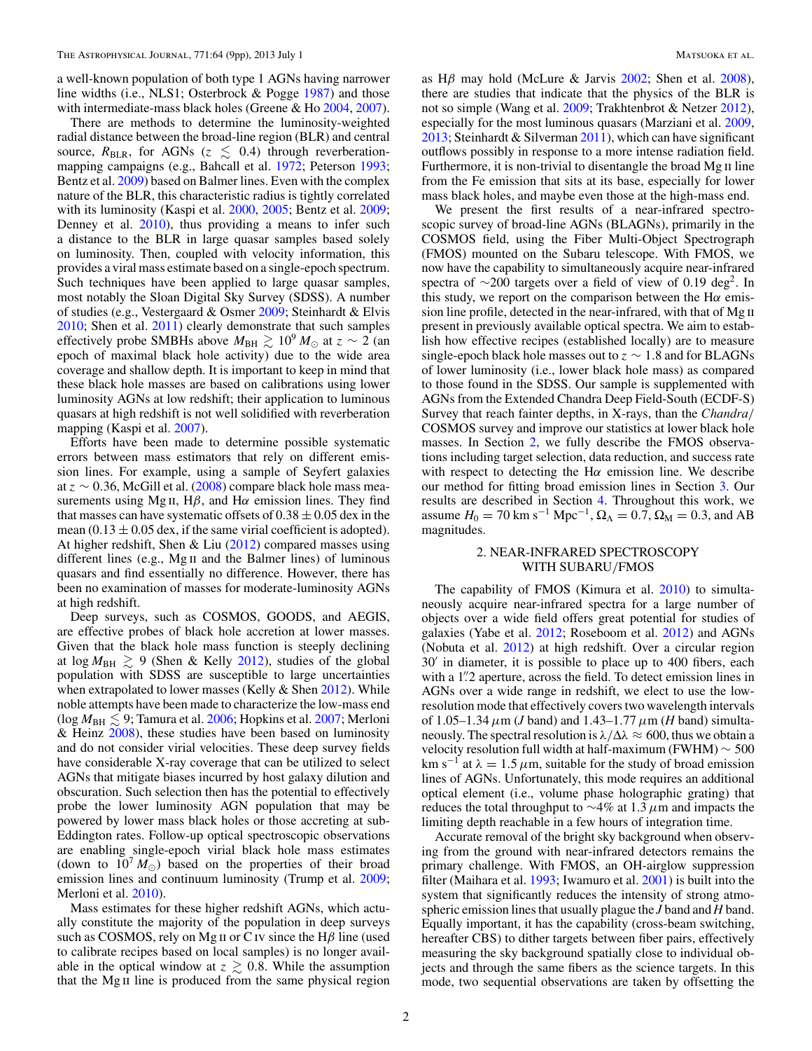a well-known population of both type 1 AGNs having narrower line widths (i.e., NLS1; Osterbrock & Pogge 1987) and those with intermediate-mass black holes (Greene & Ho 2004, 2007).

There are methods to determine the luminosity-weighted radial distance between the broad-line region (BLR) and central source, $R_{\rm BLR}$, for AGNs ($z \lesssim 0.4$) through reverberation-mapping campaigns (e.g., Bahcall et al. 1972; Peterson 1993; Bentz et al. 2009) based on Balmer lines. Even with the complex nature of the BLR, this characteristic radius is tightly correlated with its luminosity (Kaspi et al. 2000, 2005; Bentz et al. 2009; Denney et al. 2010), thus providing a means to infer such a distance to the BLR in large quasar samples based solely on luminosity. Then, coupled with velocity information, this provides a viral mass estimate based on a single-epoch spectrum. Such techniques have been applied to large quasar samples, most notably the Sloan Digital Sky Survey (SDSS). A number of studies (e.g., Vestergaard & Osmer 2009; Steinhardt & Elvis 2010; Shen et al. 2011) clearly demonstrate that such samples effectively probe SMBHs above $M_{\rm BH} \gtrsim 10^9\, M_\odot$ at $z \sim 2$ (an epoch of maximal black hole activity) due to the wide area coverage and shallow depth. It is important to keep in mind that these black hole masses are based on calibrations using lower luminosity AGNs at low redshift; their application to luminous quasars at high redshift is not well solidified with reverberation mapping (Kaspi et al. 2007).

Efforts have been made to determine possible systematic errors between mass estimators that rely on different emission lines. For example, using a sample of Seyfert galaxies at $z \sim 0.36$, McGill et al. (2008) compare black hole mass measurements using Mg II, H$\beta$, and H$\alpha$ emission lines. They find that masses can have systematic offsets of $0.38 \pm 0.05$ dex in the mean ($0.13 \pm 0.05$ dex, if the same virial coefficient is adopted). At higher redshift, Shen & Liu (2012) compared masses using different lines (e.g., Mg II and the Balmer lines) of luminous quasars and find essentially no difference. However, there has been no examination of masses for moderate-luminosity AGNs at high redshift.

Deep surveys, such as COSMOS, GOODS, and AEGIS, are effective probes of black hole accretion at lower masses. Given that the black hole mass function is steeply declining at $\log M_{\rm BH} \gtrsim 9$ (Shen & Kelly 2012), studies of the global population with SDSS are susceptible to large uncertainties when extrapolated to lower masses (Kelly & Shen 2012). While noble attempts have been made to characterize the low-mass end ($\log M_{\rm BH} \lesssim 9$; Tamura et al. 2006; Hopkins et al. 2007; Merloni & Heinz 2008), these studies have been based on luminosity and do not consider virial velocities. These deep survey fields have considerable X-ray coverage that can be utilized to select AGNs that mitigate biases incurred by host galaxy dilution and obscuration. Such selection then has the potential to effectively probe the lower luminosity AGN population that may be powered by lower mass black holes or those accreting at sub-Eddington rates. Follow-up optical spectroscopic observations are enabling single-epoch virial black hole mass estimates (down to $10^7\, M_\odot$) based on the properties of their broad emission lines and continuum luminosity (Trump et al. 2009; Merloni et al. 2010).

Mass estimates for these higher redshift AGNs, which actually constitute the majority of the population in deep surveys such as COSMOS, rely on Mg II or C IV since the H$\beta$ line (used to calibrate recipes based on local samples) is no longer available in the optical window at $z \gtrsim 0.8$. While the assumption that the Mg II line is produced from the same physical region as H$\beta$ may hold (McLure & Jarvis 2002; Shen et al. 2008), there are studies that indicate that the physics of the BLR is not so simple (Wang et al. 2009; Trakhtenbrot & Netzer 2012), especially for the most luminous quasars (Marziani et al. 2009, 2013; Steinhardt & Silverman 2011), which can have significant outflows possibly in response to a more intense radiation field. Furthermore, it is non-trivial to disentangle the broad Mg II line from the Fe emission that sits at its base, especially for lower mass black holes, and maybe even those at the high-mass end.

We present the first results of a near-infrared spectroscopic survey of broad-line AGNs (BLAGNs), primarily in the COSMOS field, using the Fiber Multi-Object Spectrograph (FMOS) mounted on the Subaru telescope. With FMOS, we now have the capability to simultaneously acquire near-infrared spectra of $\sim$200 targets over a field of view of 0.19 deg$^2$. In this study, we report on the comparison between the H$\alpha$ emission line profile, detected in the near-infrared, with that of Mg II present in previously available optical spectra. We aim to establish how effective recipes (established locally) are to measure single-epoch black hole masses out to $z \sim 1.8$ and for BLAGNs of lower luminosity (i.e., lower black hole mass) as compared to those found in the SDSS. Our sample is supplemented with AGNs from the Extended Chandra Deep Field-South (ECDF-S) Survey that reach fainter depths, in X-rays, than the *Chandra*/COSMOS survey and improve our statistics at lower black hole masses. In Section 2, we fully describe the FMOS observations including target selection, data reduction, and success rate with respect to detecting the H$\alpha$ emission line. We describe our method for fitting broad emission lines in Section 3. Our results are described in Section 4. Throughout this work, we assume $H_0 = 70$ km s$^{-1}$ Mpc$^{-1}$, $\Omega_\Lambda = 0.7$, $\Omega_{\rm M} = 0.3$, and AB magnitudes.

## 2. NEAR-INFRARED SPECTROSCOPY WITH SUBARU/FMOS

The capability of FMOS (Kimura et al. 2010) to simultaneously acquire near-infrared spectra for a large number of objects over a wide field offers great potential for studies of galaxies (Yabe et al. 2012; Roseboom et al. 2012) and AGNs (Nobuta et al. 2012) at high redshift. Over a circular region 30′ in diameter, it is possible to place up to 400 fibers, each with a 1″.2 aperture, across the field. To detect emission lines in AGNs over a wide range in redshift, we elect to use the low-resolution mode that effectively covers two wavelength intervals of 1.05–1.34 $\mu$m (*J* band) and 1.43–1.77 $\mu$m (*H* band) simultaneously. The spectral resolution is $\lambda/\Delta\lambda \approx 600$, thus we obtain a velocity resolution full width at half-maximum (FWHM) $\sim 500$ km s$^{-1}$ at $\lambda = 1.5\,\mu$m, suitable for the study of broad emission lines of AGNs. Unfortunately, this mode requires an additional optical element (i.e., volume phase holographic grating) that reduces the total throughput to $\sim$4% at 1.3 $\mu$m and impacts the limiting depth reachable in a few hours of integration time.

Accurate removal of the bright sky background when observing from the ground with near-infrared detectors remains the primary challenge. With FMOS, an OH-airglow suppression filter (Maihara et al. 1993; Iwamuro et al. 2001) is built into the system that significantly reduces the intensity of strong atmospheric emission lines that usually plague the *J* band and *H* band. Equally important, it has the capability (cross-beam switching, hereafter CBS) to dither targets between fiber pairs, effectively measuring the sky background spatially close to individual objects and through the same fibers as the science targets. In this mode, two sequential observations are taken by offsetting the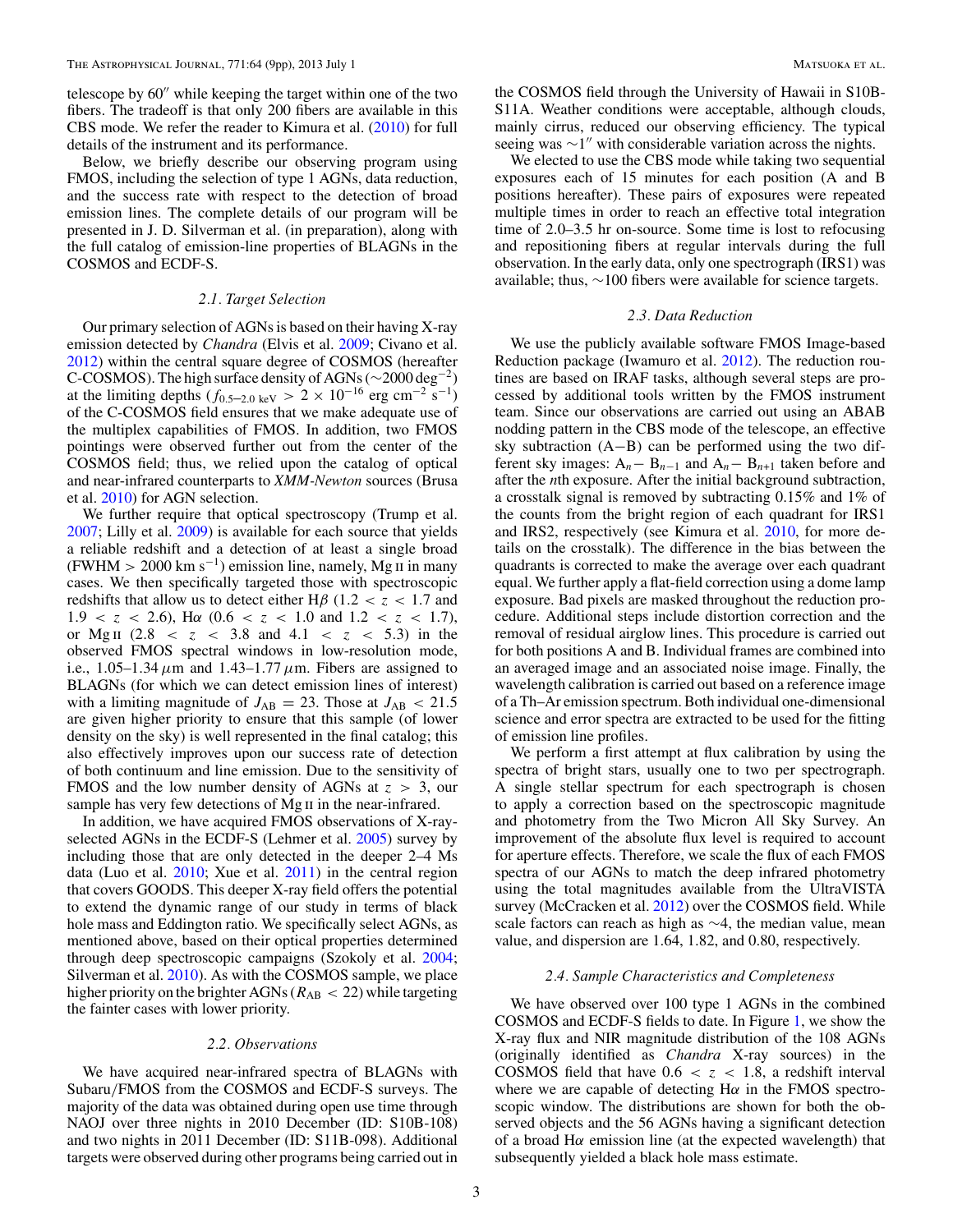telescope by 60″ while keeping the target within one of the two fibers. The tradeoff is that only 200 fibers are available in this CBS mode. We refer the reader to Kimura et al. (2010) for full details of the instrument and its performance.

Below, we briefly describe our observing program using FMOS, including the selection of type 1 AGNs, data reduction, and the success rate with respect to the detection of broad emission lines. The complete details of our program will be presented in J. D. Silverman et al. (in preparation), along with the full catalog of emission-line properties of BLAGNs in the COSMOS and ECDF-S.

### 2.1. Target Selection

Our primary selection of AGNs is based on their having X-ray emission detected by *Chandra* (Elvis et al. 2009; Civano et al. 2012) within the central square degree of COSMOS (hereafter C-COSMOS). The high surface density of AGNs ($\sim$2000 deg$^{-2}$) at the limiting depths ($f_{0.5\text{–}2.0\,\text{keV}} > 2 \times 10^{-16}$ erg cm$^{-2}$ s$^{-1}$) of the C-COSMOS field ensures that we make adequate use of the multiplex capabilities of FMOS. In addition, two FMOS pointings were observed further out from the center of the COSMOS field; thus, we relied upon the catalog of optical and near-infrared counterparts to *XMM-Newton* sources (Brusa et al. 2010) for AGN selection.

We further require that optical spectroscopy (Trump et al. 2007; Lilly et al. 2009) is available for each source that yields a reliable redshift and a detection of at least a single broad (FWHM > 2000 km s$^{-1}$) emission line, namely, Mg II in many cases. We then specifically targeted those with spectroscopic redshifts that allow us to detect either H$\beta$ ($1.2 < z < 1.7$ and $1.9 < z < 2.6$), H$\alpha$ ($0.6 < z < 1.0$ and $1.2 < z < 1.7$), or Mg II ($2.8 < z < 3.8$ and $4.1 < z < 5.3$) in the observed FMOS spectral windows in low-resolution mode, i.e., 1.05–1.34 $\mu$m and 1.43–1.77 $\mu$m. Fibers are assigned to BLAGNs (for which we can detect emission lines of interest) with a limiting magnitude of $J_{\text{AB}} = 23$. Those at $J_{\text{AB}} < 21.5$ are given higher priority to ensure that this sample (of lower density on the sky) is well represented in the final catalog; this also effectively improves upon our success rate of detection of both continuum and line emission. Due to the sensitivity of FMOS and the low number density of AGNs at $z > 3$, our sample has very few detections of Mg II in the near-infrared.

In addition, we have acquired FMOS observations of X-ray-selected AGNs in the ECDF-S (Lehmer et al. 2005) survey by including those that are only detected in the deeper 2–4 Ms data (Luo et al. 2010; Xue et al. 2011) in the central region that covers GOODS. This deeper X-ray field offers the potential to extend the dynamic range of our study in terms of black hole mass and Eddington ratio. We specifically select AGNs, as mentioned above, based on their optical properties determined through deep spectroscopic campaigns (Szokoly et al. 2004; Silverman et al. 2010). As with the COSMOS sample, we place higher priority on the brighter AGNs ($R_{\text{AB}} < 22$) while targeting the fainter cases with lower priority.

### 2.2. Observations

We have acquired near-infrared spectra of BLAGNs with Subaru/FMOS from the COSMOS and ECDF-S surveys. The majority of the data was obtained during open use time through NAOJ over three nights in 2010 December (ID: S10B-108) and two nights in 2011 December (ID: S11B-098). Additional targets were observed during other programs being carried out in the COSMOS field through the University of Hawaii in S10B-S11A. Weather conditions were acceptable, although clouds, mainly cirrus, reduced our observing efficiency. The typical seeing was $\sim$1″ with considerable variation across the nights.

We elected to use the CBS mode while taking two sequential exposures each of 15 minutes for each position (A and B positions hereafter). These pairs of exposures were repeated multiple times in order to reach an effective total integration time of 2.0–3.5 hr on-source. Some time is lost to refocusing and repositioning fibers at regular intervals during the full observation. In the early data, only one spectrograph (IRS1) was available; thus, $\sim$100 fibers were available for science targets.

### 2.3. Data Reduction

We use the publicly available software FMOS Image-based Reduction package (Iwamuro et al. 2012). The reduction routines are based on IRAF tasks, although several steps are processed by additional tools written by the FMOS instrument team. Since our observations are carried out using an ABAB nodding pattern in the CBS mode of the telescope, an effective sky subtraction (A−B) can be performed using the two different sky images: $A_n - B_{n-1}$ and $A_n - B_{n+1}$ taken before and after the $n$th exposure. After the initial background subtraction, a crosstalk signal is removed by subtracting 0.15% and 1% of the counts from the bright region of each quadrant for IRS1 and IRS2, respectively (see Kimura et al. 2010, for more details on the crosstalk). The difference in the bias between the quadrants is corrected to make the average over each quadrant equal. We further apply a flat-field correction using a dome lamp exposure. Bad pixels are masked throughout the reduction procedure. Additional steps include distortion correction and the removal of residual airglow lines. This procedure is carried out for both positions A and B. Individual frames are combined into an averaged image and an associated noise image. Finally, the wavelength calibration is carried out based on a reference image of a Th–Ar emission spectrum. Both individual one-dimensional science and error spectra are extracted to be used for the fitting of emission line profiles.

We perform a first attempt at flux calibration by using the spectra of bright stars, usually one to two per spectrograph. A single stellar spectrum for each spectrograph is chosen to apply a correction based on the spectroscopic magnitude and photometry from the Two Micron All Sky Survey. An improvement of the absolute flux level is required to account for aperture effects. Therefore, we scale the flux of each FMOS spectra of our AGNs to match the deep infrared photometry using the total magnitudes available from the UltraVISTA survey (McCracken et al. 2012) over the COSMOS field. While scale factors can reach as high as $\sim$4, the median value, mean value, and dispersion are 1.64, 1.82, and 0.80, respectively.

### 2.4. Sample Characteristics and Completeness

We have observed over 100 type 1 AGNs in the combined COSMOS and ECDF-S fields to date. In Figure 1, we show the X-ray flux and NIR magnitude distribution of the 108 AGNs (originally identified as *Chandra* X-ray sources) in the COSMOS field that have $0.6 < z < 1.8$, a redshift interval where we are capable of detecting H$\alpha$ in the FMOS spectroscopic window. The distributions are shown for both the observed objects and the 56 AGNs having a significant detection of a broad H$\alpha$ emission line (at the expected wavelength) that subsequently yielded a black hole mass estimate.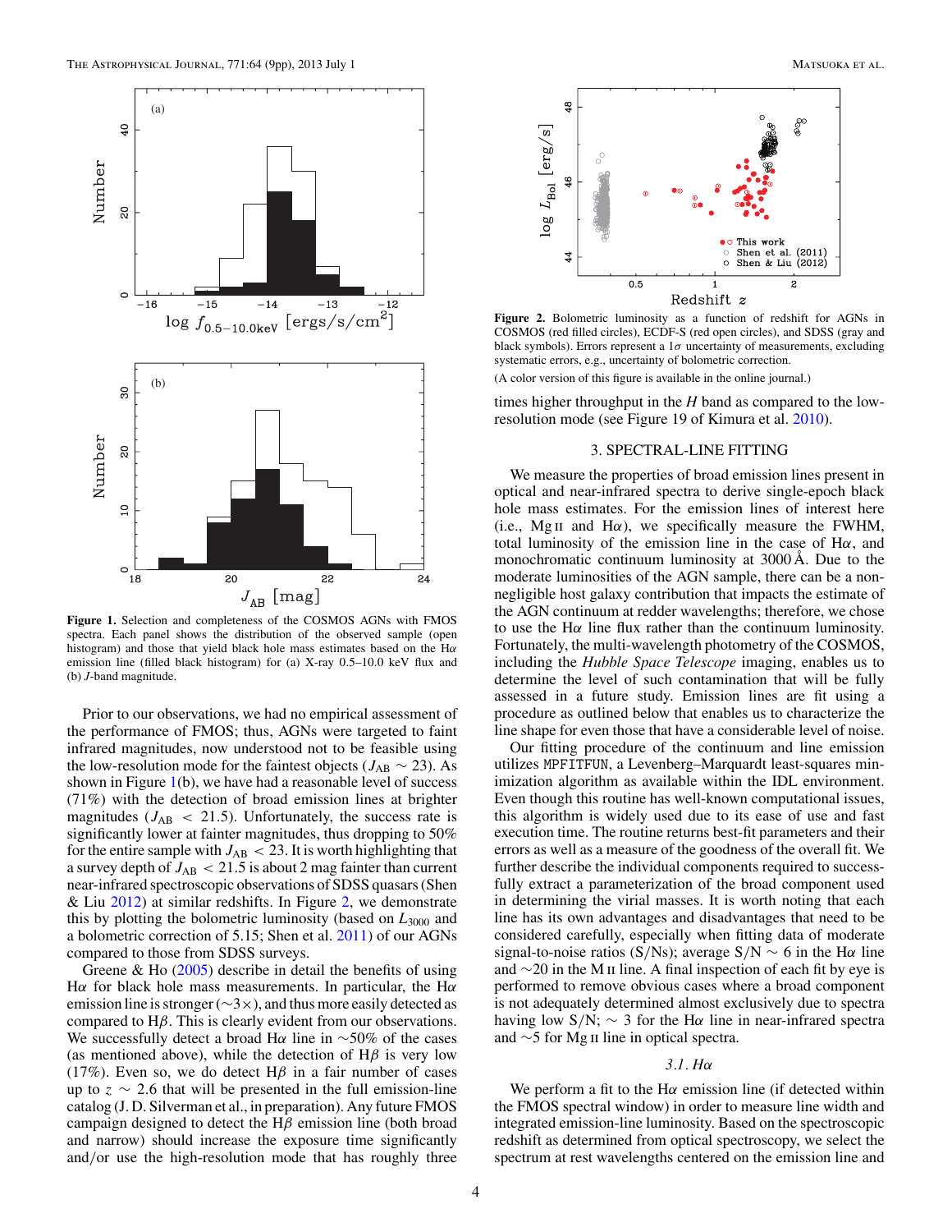**Figure 1.** Selection and completeness of the COSMOS AGNs with FMOS spectra. Each panel shows the distribution of the observed sample (open histogram) and those that yield black hole mass estimates based on the H$\alpha$ emission line (filled black histogram) for (a) X-ray 0.5–10.0 keV flux and (b) $J$-band magnitude.

Prior to our observations, we had no empirical assessment of the performance of FMOS; thus, AGNs were targeted to faint infrared magnitudes, now understood not to be feasible using the low-resolution mode for the faintest objects ($J_{\rm AB} \sim 23$). As shown in Figure 1(b), we have had a reasonable level of success (71%) with the detection of broad emission lines at brighter magnitudes ($J_{\rm AB} < 21.5$). Unfortunately, the success rate is significantly lower at fainter magnitudes, thus dropping to 50% for the entire sample with $J_{\rm AB} < 23$. It is worth highlighting that a survey depth of $J_{\rm AB} < 21.5$ is about 2 mag fainter than current near-infrared spectroscopic observations of SDSS quasars (Shen & Liu 2012) at similar redshifts. In Figure 2, we demonstrate this by plotting the bolometric luminosity (based on $L_{3000}$ and a bolometric correction of 5.15; Shen et al. 2011) of our AGNs compared to those from SDSS surveys.

Greene & Ho (2005) describe in detail the benefits of using H$\alpha$ for black hole mass measurements. In particular, the H$\alpha$ emission line is stronger ($\sim$3×), and thus more easily detected as compared to H$\beta$. This is clearly evident from our observations. We successfully detect a broad H$\alpha$ line in $\sim$50% of the cases (as mentioned above), while the detection of H$\beta$ is very low (17%). Even so, we do detect H$\beta$ in a fair number of cases up to $z \sim 2.6$ that will be presented in the full emission-line catalog (J. D. Silverman et al., in preparation). Any future FMOS campaign designed to detect the H$\beta$ emission line (both broad and narrow) should increase the exposure time significantly and/or use the high-resolution mode that has roughly three times higher throughput in the $H$ band as compared to the low-resolution mode (see Figure 19 of Kimura et al. 2010).

**Figure 2.** Bolometric luminosity as a function of redshift for AGNs in COSMOS (red filled circles), ECDF-S (red open circles), and SDSS (gray and black symbols). Errors represent a 1$\sigma$ uncertainty of measurements, excluding systematic errors, e.g., uncertainty of bolometric correction.

(A color version of this figure is available in the online journal.)

## 3. SPECTRAL-LINE FITTING

We measure the properties of broad emission lines present in optical and near-infrared spectra to derive single-epoch black hole mass estimates. For the emission lines of interest here (i.e., Mg II and H$\alpha$), we specifically measure the FWHM, total luminosity of the emission line in the case of H$\alpha$, and monochromatic continuum luminosity at 3000 Å. Due to the moderate luminosities of the AGN sample, there can be a non-negligible host galaxy contribution that impacts the estimate of the AGN continuum at redder wavelengths; therefore, we chose to use the H$\alpha$ line flux rather than the continuum luminosity. Fortunately, the multi-wavelength photometry of the COSMOS, including the *Hubble Space Telescope* imaging, enables us to determine the level of such contamination that will be fully assessed in a future study. Emission lines are fit using a procedure as outlined below that enables us to characterize the line shape for even those that have a considerable level of noise.

Our fitting procedure of the continuum and line emission utilizes `MPFITFUN`, a Levenberg–Marquardt least-squares minimization algorithm as available within the IDL environment. Even though this routine has well-known computational issues, this algorithm is widely used due to its ease of use and fast execution time. The routine returns best-fit parameters and their errors as well as a measure of the goodness of the overall fit. We further describe the individual components required to successfully extract a parameterization of the broad component used in determining the virial masses. It is worth noting that each line has its own advantages and disadvantages that need to be considered carefully, especially when fitting data of moderate signal-to-noise ratios (S/Ns); average S/N $\sim$ 6 in the H$\alpha$ line and $\sim$20 in the Mg II line. A final inspection of each fit by eye is performed to remove obvious cases where a broad component is not adequately determined almost exclusively due to spectra having low S/N; $\sim$ 3 for the H$\alpha$ line in near-infrared spectra and $\sim$5 for Mg II line in optical spectra.

### 3.1. H$\alpha$

We perform a fit to the H$\alpha$ emission line (if detected within the FMOS spectral window) in order to measure line width and integrated emission-line luminosity. Based on the spectroscopic redshift as determined from optical spectroscopy, we select the spectrum at rest wavelengths centered on the emission line and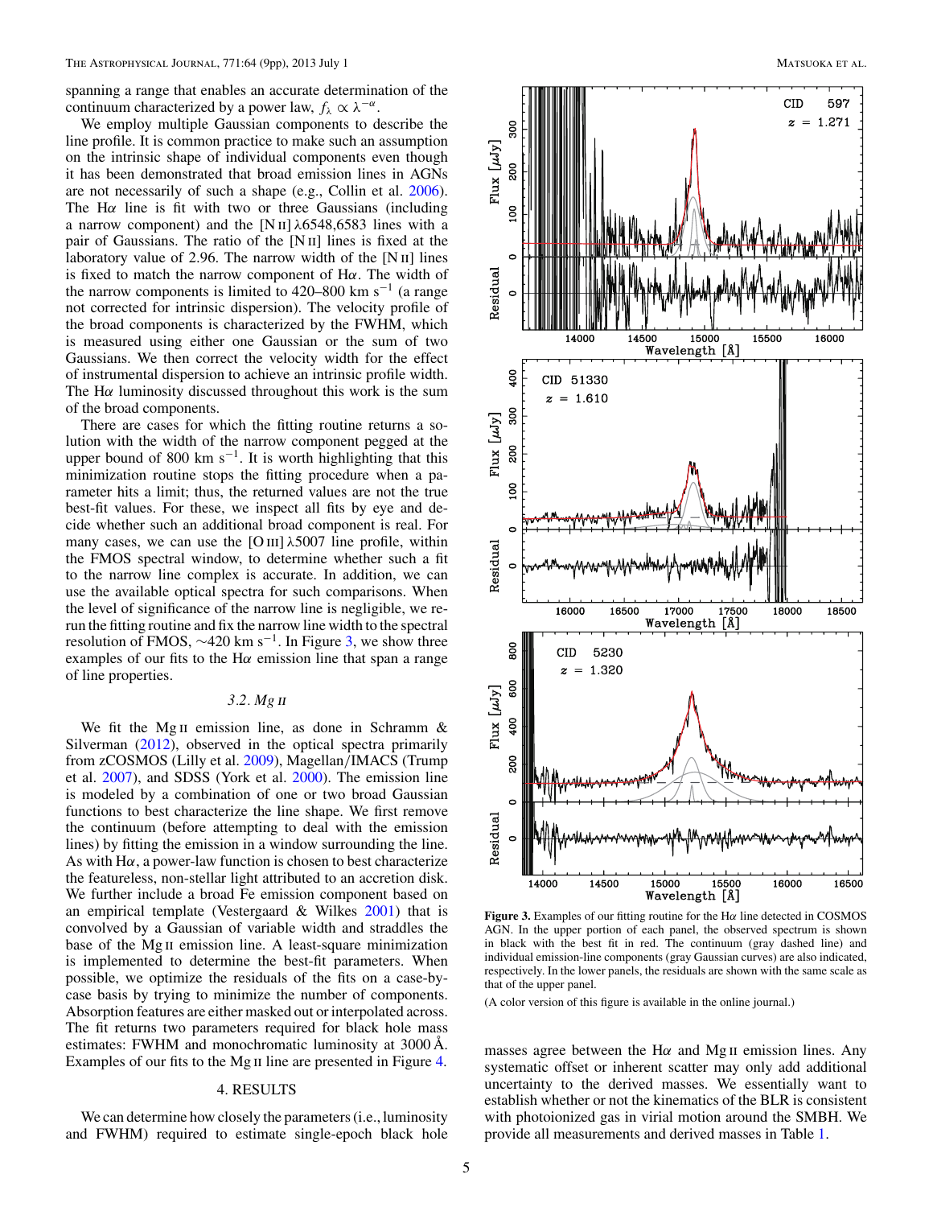spanning a range that enables an accurate determination of the continuum characterized by a power law, $f_\lambda \propto \lambda^{-\alpha}$.

We employ multiple Gaussian components to describe the line profile. It is common practice to make such an assumption on the intrinsic shape of individual components even though it has been demonstrated that broad emission lines in AGNs are not necessarily of such a shape (e.g., Collin et al. 2006). The Hα line is fit with two or three Gaussians (including a narrow component) and the [N II] λ6548,6583 lines with a pair of Gaussians. The ratio of the [N II] lines is fixed at the laboratory value of 2.96. The narrow width of the [N II] lines is fixed to match the narrow component of Hα. The width of the narrow components is limited to 420–800 km s$^{-1}$ (a range not corrected for intrinsic dispersion). The velocity profile of the broad components is characterized by the FWHM, which is measured using either one Gaussian or the sum of two Gaussians. We then correct the velocity width for the effect of instrumental dispersion to achieve an intrinsic profile width. The Hα luminosity discussed throughout this work is the sum of the broad components.

There are cases for which the fitting routine returns a solution with the width of the narrow component pegged at the upper bound of 800 km s$^{-1}$. It is worth highlighting that this minimization routine stops the fitting procedure when a parameter hits a limit; thus, the returned values are not the true best-fit values. For these, we inspect all fits by eye and decide whether such an additional broad component is real. For many cases, we can use the [O III] λ5007 line profile, within the FMOS spectral window, to determine whether such a fit to the narrow line complex is accurate. In addition, we can use the available optical spectra for such comparisons. When the level of significance of the narrow line is negligible, we rerun the fitting routine and fix the narrow line width to the spectral resolution of FMOS, ∼420 km s$^{-1}$. In Figure 3, we show three examples of our fits to the Hα emission line that span a range of line properties.

### 3.2. Mg II

We fit the Mg II emission line, as done in Schramm & Silverman (2012), observed in the optical spectra primarily from zCOSMOS (Lilly et al. 2009), Magellan/IMACS (Trump et al. 2007), and SDSS (York et al. 2000). The emission line is modeled by a combination of one or two broad Gaussian functions to best characterize the line shape. We first remove the continuum (before attempting to deal with the emission lines) by fitting the emission in a window surrounding the line. As with Hα, a power-law function is chosen to best characterize the featureless, non-stellar light attributed to an accretion disk. We further include a broad Fe emission component based on an empirical template (Vestergaard & Wilkes 2001) that is convolved by a Gaussian of variable width and straddles the base of the Mg II emission line. A least-square minimization is implemented to determine the best-fit parameters. When possible, we optimize the residuals of the fits on a case-by-case basis by trying to minimize the number of components. Absorption features are either masked out or interpolated across. The fit returns two parameters required for black hole mass estimates: FWHM and monochromatic luminosity at 3000 Å. Examples of our fits to the Mg II line are presented in Figure 4.

## 4. RESULTS

We can determine how closely the parameters (i.e., luminosity and FWHM) required to estimate single-epoch black hole masses agree between the Hα and Mg II emission lines. Any systematic offset or inherent scatter may only add additional uncertainty to the derived masses. We essentially want to establish whether or not the kinematics of the BLR is consistent with photoionized gas in virial motion around the SMBH. We provide all measurements and derived masses in Table 1.

CID 597
z = 1.271
Flux [μJy]
Residual
Wavelength [Å]

CID 51330
z = 1.610
Flux [μJy]
Residual
Wavelength [Å]

CID 5230
z = 1.320
Flux [μJy]
Residual
Wavelength [Å]

**Figure 3.** Examples of our fitting routine for the Hα line detected in COSMOS AGN. In the upper portion of each panel, the observed spectrum is shown in black with the best fit in red. The continuum (gray dashed line) and individual emission-line components (gray Gaussian curves) are also indicated, respectively. In the lower panels, the residuals are shown with the same scale as that of the upper panel.

(A color version of this figure is available in the online journal.)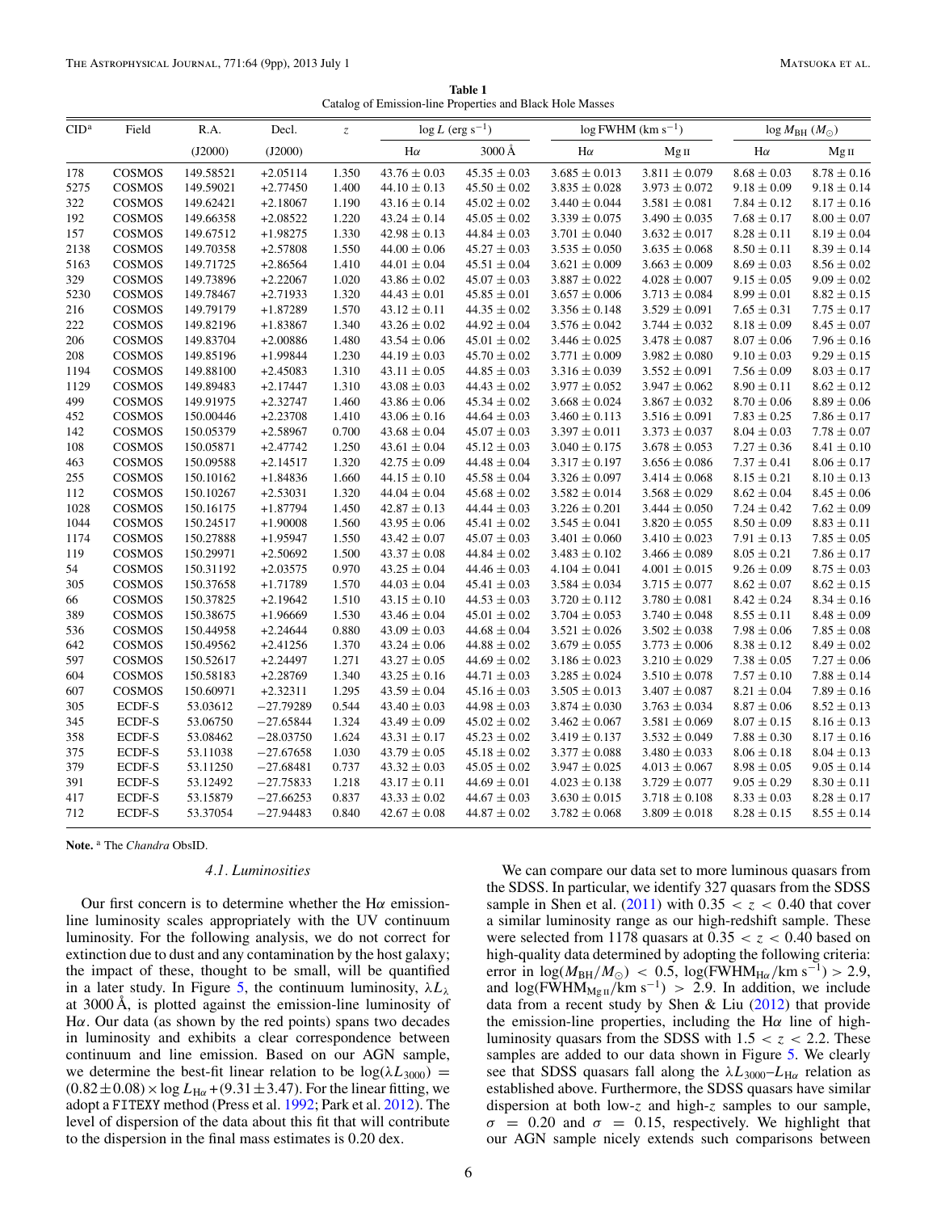**Table 1**
Catalog of Emission-line Properties and Black Hole Masses

| CID[a] | Field | R.A. | Decl. | $z$ | $\log L$ (erg s$^{-1}$) | | $\log$ FWHM (km s$^{-1}$) | | $\log M_{\rm BH}$ ($M_\odot$) | |
|---|---|---|---|---|---|---|---|---|---|---|
| | | (J2000) | (J2000) | | Hα | 3000 Å | Hα | Mg II | Hα | Mg II |
| 178 | COSMOS | 149.58521 | +2.05114 | 1.350 | 43.76 ± 0.03 | 45.35 ± 0.03 | 3.685 ± 0.013 | 3.811 ± 0.079 | 8.68 ± 0.03 | 8.78 ± 0.16 |
| 5275 | COSMOS | 149.59021 | +2.77450 | 1.400 | 44.10 ± 0.13 | 45.50 ± 0.02 | 3.835 ± 0.028 | 3.973 ± 0.072 | 9.18 ± 0.09 | 9.18 ± 0.14 |
| 322 | COSMOS | 149.62421 | +2.18067 | 1.190 | 43.16 ± 0.14 | 45.02 ± 0.02 | 3.440 ± 0.044 | 3.581 ± 0.081 | 7.84 ± 0.12 | 8.17 ± 0.16 |
| 192 | COSMOS | 149.66358 | +2.08522 | 1.220 | 43.24 ± 0.14 | 45.05 ± 0.02 | 3.339 ± 0.075 | 3.490 ± 0.035 | 7.68 ± 0.17 | 8.00 ± 0.07 |
| 157 | COSMOS | 149.67512 | +1.98275 | 1.330 | 42.98 ± 0.13 | 44.84 ± 0.03 | 3.701 ± 0.040 | 3.632 ± 0.017 | 8.28 ± 0.11 | 8.19 ± 0.04 |
| 2138 | COSMOS | 149.70358 | +2.57808 | 1.550 | 44.00 ± 0.06 | 45.27 ± 0.03 | 3.535 ± 0.050 | 3.635 ± 0.068 | 8.50 ± 0.11 | 8.39 ± 0.14 |
| 5163 | COSMOS | 149.71725 | +2.86564 | 1.410 | 44.01 ± 0.04 | 45.51 ± 0.04 | 3.621 ± 0.009 | 3.663 ± 0.009 | 8.69 ± 0.03 | 8.56 ± 0.02 |
| 329 | COSMOS | 149.73896 | +2.22067 | 1.020 | 43.86 ± 0.02 | 45.07 ± 0.03 | 3.887 ± 0.022 | 4.028 ± 0.007 | 9.15 ± 0.05 | 9.09 ± 0.02 |
| 5230 | COSMOS | 149.78467 | +2.71933 | 1.320 | 44.43 ± 0.01 | 45.85 ± 0.01 | 3.657 ± 0.006 | 3.713 ± 0.084 | 8.99 ± 0.01 | 8.82 ± 0.15 |
| 216 | COSMOS | 149.79179 | +1.87289 | 1.570 | 43.12 ± 0.11 | 44.35 ± 0.02 | 3.356 ± 0.148 | 3.529 ± 0.091 | 7.65 ± 0.31 | 7.75 ± 0.17 |
| 222 | COSMOS | 149.82196 | +1.83867 | 1.340 | 43.26 ± 0.02 | 44.92 ± 0.04 | 3.576 ± 0.042 | 3.744 ± 0.032 | 8.18 ± 0.09 | 8.45 ± 0.07 |
| 206 | COSMOS | 149.83704 | +2.00886 | 1.480 | 43.54 ± 0.06 | 45.01 ± 0.02 | 3.446 ± 0.025 | 3.478 ± 0.087 | 8.07 ± 0.06 | 7.96 ± 0.16 |
| 208 | COSMOS | 149.85196 | +1.99844 | 1.230 | 44.19 ± 0.03 | 45.70 ± 0.02 | 3.771 ± 0.009 | 3.982 ± 0.080 | 9.10 ± 0.03 | 9.29 ± 0.15 |
| 1194 | COSMOS | 149.88100 | +2.45083 | 1.310 | 43.11 ± 0.05 | 44.85 ± 0.03 | 3.316 ± 0.039 | 3.552 ± 0.091 | 7.56 ± 0.09 | 8.03 ± 0.17 |
| 1129 | COSMOS | 149.89483 | +2.17447 | 1.310 | 43.08 ± 0.03 | 44.43 ± 0.02 | 3.977 ± 0.052 | 3.947 ± 0.062 | 8.90 ± 0.11 | 8.62 ± 0.12 |
| 499 | COSMOS | 149.91975 | +2.32747 | 1.460 | 43.86 ± 0.06 | 45.34 ± 0.02 | 3.668 ± 0.024 | 3.867 ± 0.032 | 8.70 ± 0.06 | 8.89 ± 0.06 |
| 452 | COSMOS | 150.00446 | +2.23708 | 1.410 | 43.06 ± 0.16 | 44.64 ± 0.03 | 3.460 ± 0.113 | 3.516 ± 0.091 | 7.83 ± 0.25 | 7.86 ± 0.17 |
| 142 | COSMOS | 150.05379 | +2.58967 | 0.700 | 43.68 ± 0.04 | 45.07 ± 0.03 | 3.397 ± 0.011 | 3.373 ± 0.037 | 8.04 ± 0.03 | 7.78 ± 0.07 |
| 108 | COSMOS | 150.05871 | +2.47742 | 1.250 | 43.61 ± 0.04 | 45.12 ± 0.03 | 3.040 ± 0.175 | 3.678 ± 0.053 | 7.27 ± 0.36 | 8.41 ± 0.10 |
| 463 | COSMOS | 150.09588 | +2.14517 | 1.320 | 42.75 ± 0.09 | 44.48 ± 0.04 | 3.317 ± 0.197 | 3.656 ± 0.086 | 7.37 ± 0.41 | 8.06 ± 0.17 |
| 255 | COSMOS | 150.10162 | +1.84836 | 1.660 | 44.15 ± 0.10 | 45.58 ± 0.04 | 3.326 ± 0.097 | 3.414 ± 0.068 | 8.15 ± 0.21 | 8.10 ± 0.13 |
| 112 | COSMOS | 150.10267 | +2.53031 | 1.320 | 44.04 ± 0.04 | 45.68 ± 0.02 | 3.582 ± 0.014 | 3.568 ± 0.029 | 8.62 ± 0.04 | 8.45 ± 0.06 |
| 1028 | COSMOS | 150.16175 | +1.87794 | 1.450 | 42.87 ± 0.13 | 44.44 ± 0.03 | 3.226 ± 0.201 | 3.444 ± 0.050 | 7.24 ± 0.42 | 7.62 ± 0.09 |
| 1044 | COSMOS | 150.24517 | +1.90008 | 1.560 | 43.95 ± 0.06 | 45.41 ± 0.02 | 3.545 ± 0.041 | 3.820 ± 0.055 | 8.50 ± 0.09 | 8.83 ± 0.11 |
| 1174 | COSMOS | 150.27888 | +1.95947 | 1.550 | 43.42 ± 0.07 | 45.07 ± 0.03 | 3.401 ± 0.060 | 3.410 ± 0.023 | 7.91 ± 0.13 | 7.85 ± 0.05 |
| 119 | COSMOS | 150.29971 | +2.50692 | 1.500 | 43.37 ± 0.08 | 44.84 ± 0.02 | 3.483 ± 0.102 | 3.466 ± 0.089 | 8.05 ± 0.21 | 7.86 ± 0.17 |
| 54 | COSMOS | 150.31192 | +2.03575 | 0.970 | 43.25 ± 0.04 | 44.46 ± 0.03 | 4.104 ± 0.041 | 4.001 ± 0.015 | 9.26 ± 0.09 | 8.75 ± 0.03 |
| 305 | COSMOS | 150.37658 | +1.71789 | 1.570 | 44.03 ± 0.04 | 45.41 ± 0.03 | 3.584 ± 0.034 | 3.715 ± 0.077 | 8.62 ± 0.07 | 8.62 ± 0.15 |
| 66 | COSMOS | 150.37825 | +2.19642 | 1.510 | 43.15 ± 0.10 | 44.53 ± 0.03 | 3.720 ± 0.112 | 3.780 ± 0.081 | 8.42 ± 0.24 | 8.34 ± 0.16 |
| 389 | COSMOS | 150.38675 | +1.96669 | 1.530 | 43.46 ± 0.04 | 45.01 ± 0.02 | 3.704 ± 0.053 | 3.740 ± 0.048 | 8.55 ± 0.11 | 8.48 ± 0.09 |
| 536 | COSMOS | 150.44958 | +2.24644 | 0.880 | 43.09 ± 0.03 | 44.68 ± 0.04 | 3.521 ± 0.026 | 3.502 ± 0.038 | 7.98 ± 0.06 | 7.85 ± 0.08 |
| 642 | COSMOS | 150.49562 | +2.41256 | 1.370 | 43.24 ± 0.06 | 44.88 ± 0.02 | 3.679 ± 0.055 | 3.773 ± 0.006 | 8.38 ± 0.12 | 8.49 ± 0.02 |
| 597 | COSMOS | 150.52617 | +2.24497 | 1.271 | 43.27 ± 0.05 | 44.69 ± 0.02 | 3.186 ± 0.023 | 3.210 ± 0.029 | 7.38 ± 0.05 | 7.27 ± 0.06 |
| 604 | COSMOS | 150.58183 | +2.28769 | 1.340 | 43.25 ± 0.16 | 44.71 ± 0.03 | 3.285 ± 0.024 | 3.510 ± 0.078 | 7.57 ± 0.10 | 7.88 ± 0.14 |
| 607 | COSMOS | 150.60971 | +2.32311 | 1.295 | 43.59 ± 0.04 | 45.16 ± 0.03 | 3.505 ± 0.013 | 3.407 ± 0.087 | 8.21 ± 0.04 | 7.89 ± 0.16 |
| 305 | ECDF-S | 53.03612 | −27.79289 | 0.544 | 43.40 ± 0.03 | 44.98 ± 0.03 | 3.874 ± 0.030 | 3.763 ± 0.034 | 8.87 ± 0.06 | 8.52 ± 0.13 |
| 345 | ECDF-S | 53.06750 | −27.65844 | 1.324 | 43.49 ± 0.09 | 45.02 ± 0.02 | 3.462 ± 0.067 | 3.581 ± 0.069 | 8.07 ± 0.15 | 8.16 ± 0.13 |
| 358 | ECDF-S | 53.08462 | −28.03750 | 1.624 | 43.31 ± 0.17 | 45.23 ± 0.02 | 3.419 ± 0.137 | 3.532 ± 0.049 | 7.88 ± 0.30 | 8.17 ± 0.16 |
| 375 | ECDF-S | 53.11038 | −27.67658 | 1.030 | 43.79 ± 0.05 | 45.18 ± 0.02 | 3.377 ± 0.088 | 3.480 ± 0.033 | 8.06 ± 0.18 | 8.04 ± 0.13 |
| 379 | ECDF-S | 53.11250 | −27.68481 | 0.737 | 43.32 ± 0.03 | 45.05 ± 0.02 | 3.947 ± 0.025 | 4.013 ± 0.067 | 8.98 ± 0.05 | 9.05 ± 0.14 |
| 391 | ECDF-S | 53.12492 | −27.75833 | 1.218 | 43.17 ± 0.11 | 44.69 ± 0.01 | 4.023 ± 0.138 | 3.729 ± 0.077 | 9.05 ± 0.29 | 8.30 ± 0.11 |
| 417 | ECDF-S | 53.15879 | −27.66253 | 0.837 | 43.33 ± 0.02 | 44.67 ± 0.03 | 3.630 ± 0.015 | 3.718 ± 0.108 | 8.33 ± 0.03 | 8.28 ± 0.17 |
| 712 | ECDF-S | 53.37054 | −27.94483 | 0.840 | 42.67 ± 0.08 | 44.87 ± 0.02 | 3.782 ± 0.068 | 3.809 ± 0.018 | 8.28 ± 0.15 | 8.55 ± 0.14 |

**Note.** [a] The *Chandra* ObsID.

### 4.1. Luminosities

Our first concern is to determine whether the Hα emission-line luminosity scales appropriately with the UV continuum luminosity. For the following analysis, we do not correct for extinction due to dust and any contamination by the host galaxy; the impact of these, thought to be small, will be quantified in a later study. In Figure 5, the continuum luminosity, $\lambda L_\lambda$ at 3000 Å, is plotted against the emission-line luminosity of Hα. Our data (as shown by the red points) spans two decades in luminosity and exhibits a clear correspondence between continuum and line emission. Based on our AGN sample, we determine the best-fit linear relation to be $\log(\lambda L_{3000}) = (0.82 \pm 0.08) \times \log L_{\rm H\alpha} + (9.31 \pm 3.47)$. For the linear fitting, we adopt a `FITEXY` method (Press et al. 1992; Park et al. 2012). The level of dispersion of the data about this fit that will contribute to the dispersion in the final mass estimates is 0.20 dex.

We can compare our data set to more luminous quasars from the SDSS. In particular, we identify 327 quasars from the SDSS sample in Shen et al. (2011) with $0.35 < z < 0.40$ that cover a similar luminosity range as our high-redshift sample. These were selected from 1178 quasars at $0.35 < z < 0.40$ based on high-quality data determined by adopting the following criteria: error in $\log(M_{\rm BH}/M_\odot) < 0.5$, $\log({\rm FWHM_{H\alpha}}/{\rm km\ s^{-1}}) > 2.9$, and $\log({\rm FWHM_{Mg\,II}}/{\rm km\ s^{-1}}) > 2.9$. In addition, we include data from a recent study by Shen & Liu (2012) that provide the emission-line properties, including the Hα line of high-luminosity quasars from the SDSS with $1.5 < z < 2.2$. These samples are added to our data shown in Figure 5. We clearly see that SDSS quasars fall along the $\lambda L_{3000}$–$L_{\rm H\alpha}$ relation as established above. Furthermore, the SDSS quasars have similar dispersion at both low-$z$ and high-$z$ samples to our sample, $\sigma = 0.20$ and $\sigma = 0.15$, respectively. We highlight that our AGN sample nicely extends such comparisons between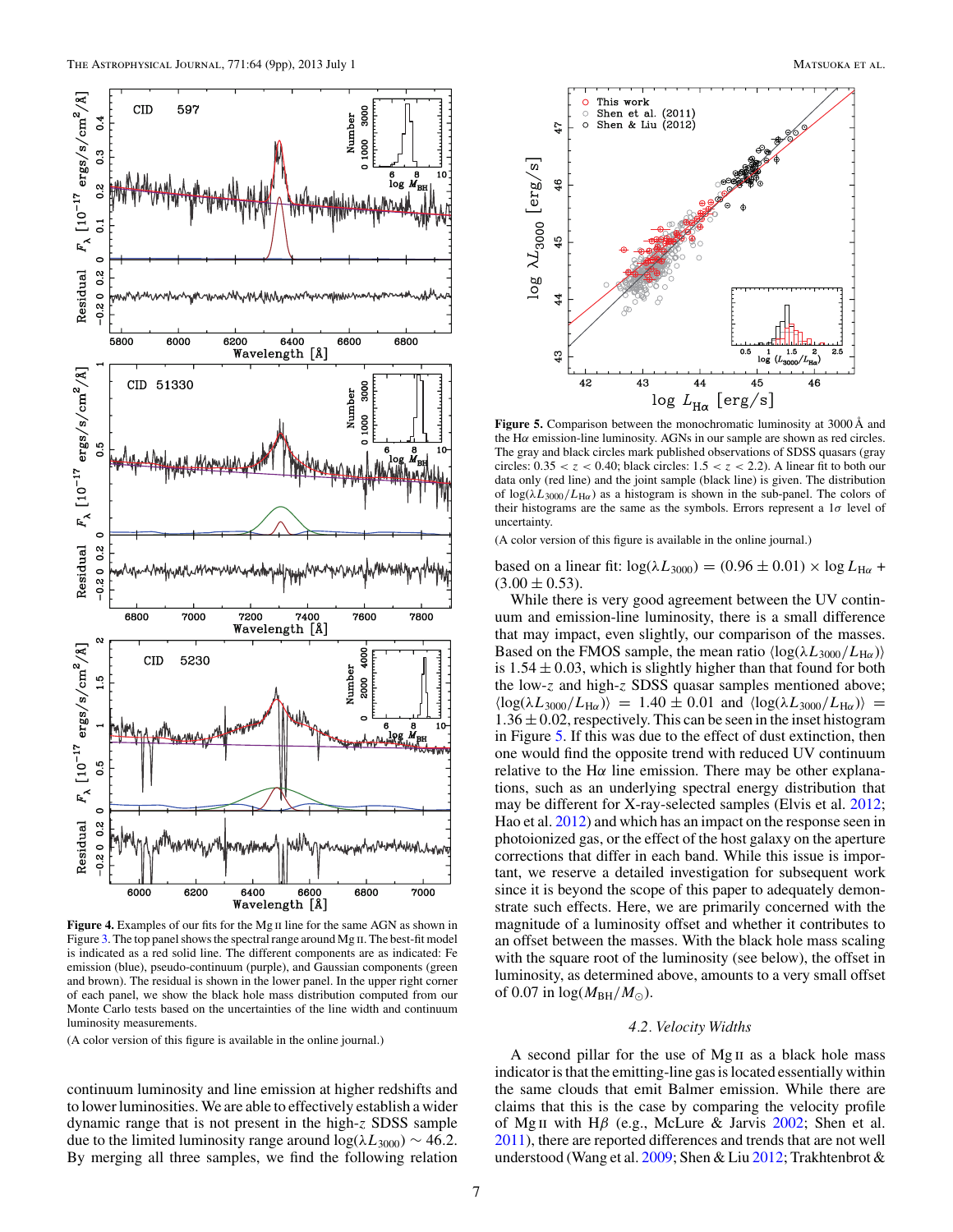CID 597

Number

0 1000 3000

6 8 10

log $M_{BH}$

$F_\lambda$ [$10^{-17}$ ergs/s/cm$^2$/Å]

0 0.1 0.2 0.3 0.4

Residual

−0.2 0 0.2

5800 6000 6200 6400 6600 6800

Wavelength [Å]

CID 51330

Number

0 1000 3000

6 8 10

log $M_{BH}$

$F_\lambda$ [$10^{-17}$ ergs/s/cm$^2$/Å]

0 0.5 1

Residual

−0.2 0 0.2

6800 7000 7200 7400 7600 7800

Wavelength [Å]

CID 5230

Number

0 2000 4000

6 8 10

log $M_{BH}$

$F_\lambda$ [$10^{-17}$ ergs/s/cm$^2$/Å]

0 0.5 1 1.5 2

Residual

−0.2 0 0.2

6000 6200 6400 6600 6800 7000

Wavelength [Å]

**Figure 4.** Examples of our fits for the Mg II line for the same AGN as shown in Figure 3. The top panel shows the spectral range around Mg II. The best-fit model is indicated as a red solid line. The different components are as indicated: Fe emission (blue), pseudo-continuum (purple), and Gaussian components (green and brown). The residual is shown in the lower panel. In the upper right corner of each panel, we show the black hole mass distribution computed from our Monte Carlo tests based on the uncertainties of the line width and continuum luminosity measurements.

(A color version of this figure is available in the online journal.)

continuum luminosity and line emission at higher redshifts and to lower luminosities. We are able to effectively establish a wider dynamic range that is not present in the high-$z$ SDSS sample due to the limited luminosity range around $\log(\lambda L_{3000}) \sim 46.2$. By merging all three samples, we find the following relation

This work

Shen et al. (2011)

Shen & Liu (2012)

log $\lambda L_{3000}$ [erg/s]

43 44 45 46 47

log $L_{H\alpha}$ [erg/s]

42 43 44 45 46

0.5 1 1.5 2 2.5

log ($L_{3000}/L_{H\alpha}$)

**Figure 5.** Comparison between the monochromatic luminosity at 3000 Å and the Hα emission-line luminosity. AGNs in our sample are shown as red circles. The gray and black circles mark published observations of SDSS quasars (gray circles: $0.35 < z < 0.40$; black circles: $1.5 < z < 2.2$). A linear fit to both our data only (red line) and the joint sample (black line) is given. The distribution of $\log(\lambda L_{3000}/L_{H\alpha})$ is shown as a histogram in the sub-panel. The colors of their histograms are the same as the symbols. Errors represent a $1\sigma$ level of uncertainty.

(A color version of this figure is available in the online journal.)

based on a linear fit: $\log(\lambda L_{3000}) = (0.96 \pm 0.01) \times \log L_{H\alpha} + (3.00 \pm 0.53)$.

While there is very good agreement between the UV continuum and emission-line luminosity, there is a small difference that may impact, even slightly, our comparison of the masses. Based on the FMOS sample, the mean ratio $\langle\log(\lambda L_{3000}/L_{H\alpha})\rangle$ is $1.54 \pm 0.03$, which is slightly higher than that found for both the low-$z$ and high-$z$ SDSS quasar samples mentioned above; $\langle\log(\lambda L_{3000}/L_{H\alpha})\rangle = 1.40 \pm 0.01$ and $\langle\log(\lambda L_{3000}/L_{H\alpha})\rangle = 1.36 \pm 0.02$, respectively. This can be seen in the inset histogram in Figure 5. If this was due to the effect of dust extinction, then one would find the opposite trend with reduced UV continuum relative to the Hα line emission. There may be other explanations, such as an underlying spectral energy distribution that may be different for X-ray-selected samples (Elvis et al. 2012; Hao et al. 2012) and which has an impact on the response seen in photoionized gas, or the effect of the host galaxy on the aperture corrections that differ in each band. While this issue is important, we reserve a detailed investigation for subsequent work since it is beyond the scope of this paper to adequately demonstrate such effects. Here, we are primarily concerned with the magnitude of a luminosity offset and whether it contributes to an offset between the masses. With the black hole mass scaling with the square root of the luminosity (see below), the offset in luminosity, as determined above, amounts to a very small offset of 0.07 in $\log(M_{BH}/M_\odot)$.

### *4.2. Velocity Widths*

A second pillar for the use of Mg II as a black hole mass indicator is that the emitting-line gas is located essentially within the same clouds that emit Balmer emission. While there are claims that this is the case by comparing the velocity profile of Mg II with Hβ (e.g., McLure & Jarvis 2002; Shen et al. 2011), there are reported differences and trends that are not well understood (Wang et al. 2009; Shen & Liu 2012; Trakhtenbrot &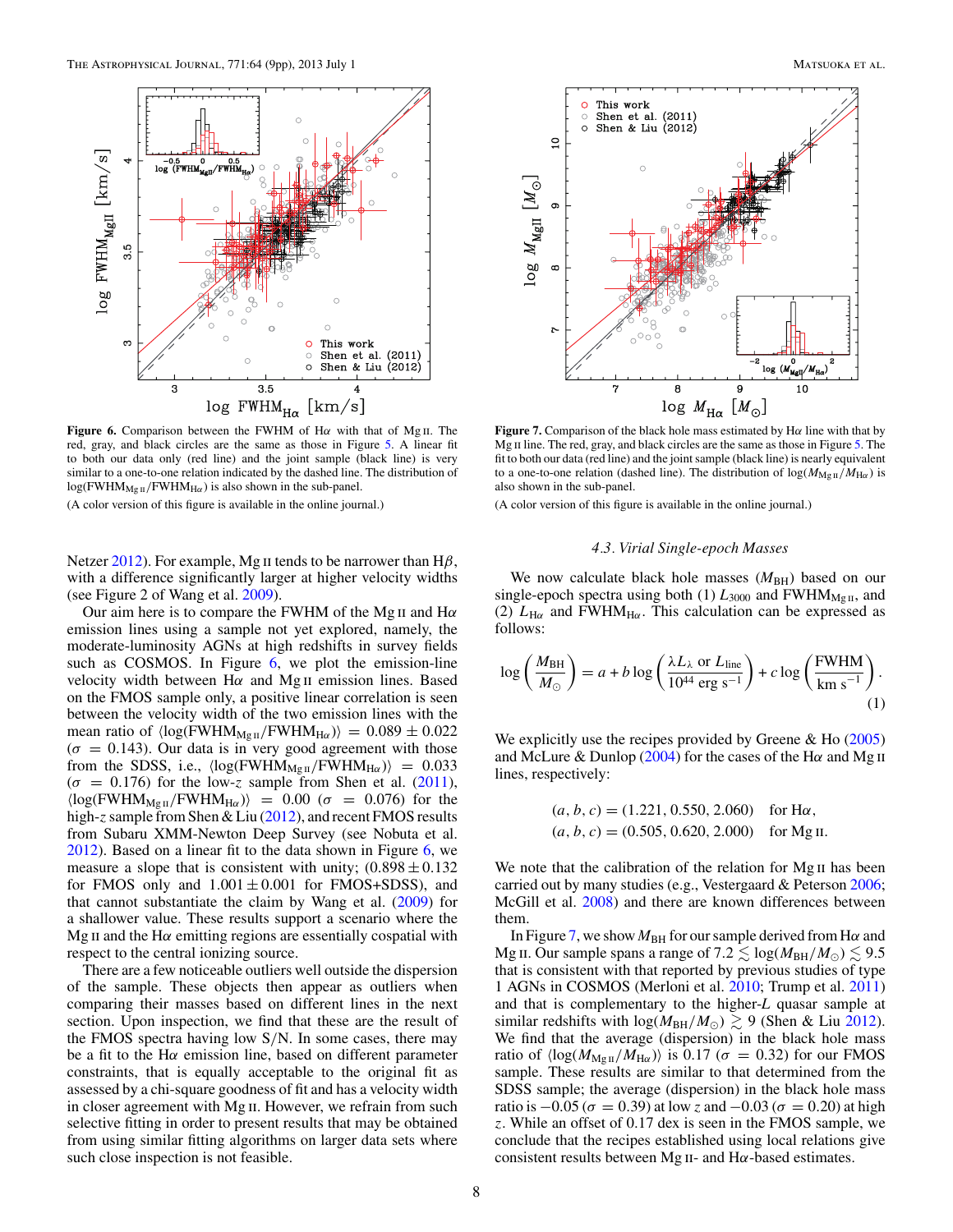log FWHM$_{\rm MgII}$ [km/s]

log FWHM$_{\rm H\alpha}$ [km/s]

log (FWHM$_{\rm MgII}$/FWHM$_{\rm H\alpha}$)

This work
Shen et al. (2011)
Shen & Liu (2012)

**Figure 6.** Comparison between the FWHM of H$\alpha$ with that of Mg II. The red, gray, and black circles are the same as those in Figure 5. A linear fit to both our data only (red line) and the joint sample (black line) is very similar to a one-to-one relation indicated by the dashed line. The distribution of $\log({\rm FWHM}_{\rm Mg\,II}/{\rm FWHM}_{\rm H\alpha})$ is also shown in the sub-panel.

(A color version of this figure is available in the online journal.)

log $M_{\rm MgII}$ [$M_\odot$]

log $M_{\rm H\alpha}$ [$M_\odot$]

log ($M_{\rm MgII}/M_{\rm H\alpha}$)

This work
Shen et al. (2011)
Shen & Liu (2012)

**Figure 7.** Comparison of the black hole mass estimated by H$\alpha$ line with that by Mg II line. The red, gray, and black circles are the same as those in Figure 5. The fit to both our data (red line) and the joint sample (black line) is nearly equivalent to a one-to-one relation (dashed line). The distribution of $\log(M_{\rm Mg\,II}/M_{\rm H\alpha})$ is also shown in the sub-panel.

(A color version of this figure is available in the online journal.)

Netzer 2012). For example, Mg II tends to be narrower than H$\beta$, with a difference significantly larger at higher velocity widths (see Figure 2 of Wang et al. 2009).

Our aim here is to compare the FWHM of the Mg II and H$\alpha$ emission lines using a sample not yet explored, namely, the moderate-luminosity AGNs at high redshifts in survey fields such as COSMOS. In Figure 6, we plot the emission-line velocity width between H$\alpha$ and Mg II emission lines. Based on the FMOS sample only, a positive linear correlation is seen between the velocity width of the two emission lines with the mean ratio of $\langle\log({\rm FWHM}_{\rm Mg\,II}/{\rm FWHM}_{\rm H\alpha})\rangle = 0.089 \pm 0.022$ ($\sigma = 0.143$). Our data is in very good agreement with those from the SDSS, i.e., $\langle\log({\rm FWHM}_{\rm Mg\,II}/{\rm FWHM}_{\rm H\alpha})\rangle = 0.033$ ($\sigma = 0.176$) for the low-$z$ sample from Shen et al. (2011), $\langle\log({\rm FWHM}_{\rm Mg\,II}/{\rm FWHM}_{\rm H\alpha})\rangle = 0.00$ ($\sigma = 0.076$) for the high-$z$ sample from Shen & Liu (2012), and recent FMOS results from Subaru XMM-Newton Deep Survey (see Nobuta et al. 2012). Based on a linear fit to the data shown in Figure 6, we measure a slope that is consistent with unity; ($0.898 \pm 0.132$ for FMOS only and $1.001 \pm 0.001$ for FMOS+SDSS), and that cannot substantiate the claim by Wang et al. (2009) for a shallower value. These results support a scenario where the Mg II and the H$\alpha$ emitting regions are essentially cospatial with respect to the central ionizing source.

There are a few noticeable outliers well outside the dispersion of the sample. These objects then appear as outliers when comparing their masses based on different lines in the next section. Upon inspection, we find that these are the result of the FMOS spectra having low S/N. In some cases, there may be a fit to the H$\alpha$ emission line, based on different parameter constraints, that is equally acceptable to the original fit as assessed by a chi-square goodness of fit and has a velocity width in closer agreement with Mg II. However, we refrain from such selective fitting in order to present results that may be obtained from using similar fitting algorithms on larger data sets where such close inspection is not feasible.

### *4.3. Virial Single-epoch Masses*

We now calculate black hole masses ($M_{\rm BH}$) based on our single-epoch spectra using both (1) $L_{3000}$ and ${\rm FWHM}_{\rm Mg\,II}$, and (2) $L_{\rm H\alpha}$ and ${\rm FWHM}_{\rm H\alpha}$. This calculation can be expressed as follows:

$$\log\left(\frac{M_{\rm BH}}{M_\odot}\right) = a + b\log\left(\frac{\lambda L_\lambda \text{ or } L_{\rm line}}{10^{44}\ {\rm erg\ s^{-1}}}\right) + c\log\left(\frac{\rm FWHM}{\rm km\ s^{-1}}\right). \quad (1)$$

We explicitly use the recipes provided by Greene & Ho (2005) and McLure & Dunlop (2004) for the cases of the H$\alpha$ and Mg II lines, respectively:

$$(a, b, c) = (1.221, 0.550, 2.060) \quad \text{for H}\alpha,$$
$$(a, b, c) = (0.505, 0.620, 2.000) \quad \text{for Mg II}.$$

We note that the calibration of the relation for Mg II has been carried out by many studies (e.g., Vestergaard & Peterson 2006; McGill et al. 2008) and there are known differences between them.

In Figure 7, we show $M_{\rm BH}$ for our sample derived from H$\alpha$ and Mg II. Our sample spans a range of $7.2 \lesssim \log(M_{\rm BH}/M_\odot) \lesssim 9.5$ that is consistent with that reported by previous studies of type 1 AGNs in COSMOS (Merloni et al. 2010; Trump et al. 2011) and that is complementary to the higher-$L$ quasar sample at similar redshifts with $\log(M_{\rm BH}/M_\odot) \gtrsim 9$ (Shen & Liu 2012). We find that the average (dispersion) in the black hole mass ratio of $\langle\log(M_{\rm Mg\,II}/M_{\rm H\alpha})\rangle$ is 0.17 ($\sigma = 0.32$) for our FMOS sample. These results are similar to that determined from the SDSS sample; the average (dispersion) in the black hole mass ratio is $-0.05$ ($\sigma = 0.39$) at low $z$ and $-0.03$ ($\sigma = 0.20$) at high $z$. While an offset of 0.17 dex is seen in the FMOS sample, we conclude that the recipes established using local relations give consistent results between Mg II- and H$\alpha$-based estimates.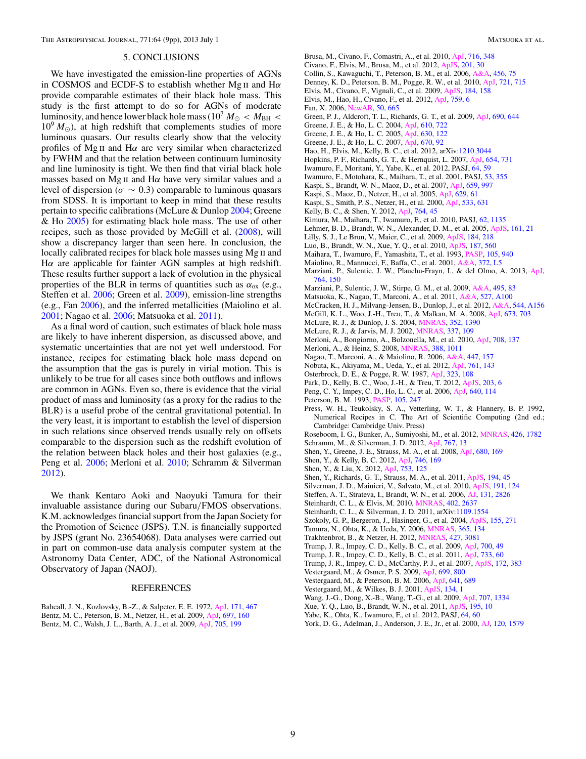## 5. CONCLUSIONS

We have investigated the emission-line properties of AGNs in COSMOS and ECDF-S to establish whether Mg II and Hα provide comparable estimates of their black hole mass. This study is the first attempt to do so for AGNs of moderate luminosity, and hence lower black hole mass ($10^7\ M_\odot < M_{\rm BH} < 10^9\ M_\odot$), at high redshift that complements studies of more luminous quasars. Our results clearly show that the velocity profiles of Mg II and Hα are very similar when characterized by FWHM and that the relation between continuum luminosity and line luminosity is tight. We then find that virial black hole masses based on Mg II and Hα have very similar values and a level of dispersion ($\sigma \sim 0.3$) comparable to luminous quasars from SDSS. It is important to keep in mind that these results pertain to specific calibrations (McLure & Dunlop 2004; Greene & Ho 2005) for estimating black hole mass. The use of other recipes, such as those provided by McGill et al. (2008), will show a discrepancy larger than seen here. In conclusion, the locally calibrated recipes for black hole masses using Mg II and Hα are applicable for fainter AGN samples at high redshift. These results further support a lack of evolution in the physical properties of the BLR in terms of quantities such as $\alpha_{\rm ox}$ (e.g., Steffen et al. 2006; Green et al. 2009), emission-line strengths (e.g., Fan 2006), and the inferred metallicities (Maiolino et al. 2001; Nagao et al. 2006; Matsuoka et al. 2011).

As a final word of caution, such estimates of black hole mass are likely to have inherent dispersion, as discussed above, and systematic uncertainties that are not yet well understood. For instance, recipes for estimating black hole mass depend on the assumption that the gas is purely in virial motion. This is unlikely to be true for all cases since both outflows and inflows are common in AGNs. Even so, there is evidence that the virial product of mass and luminosity (as a proxy for the radius to the BLR) is a useful probe of the central gravitational potential. In the very least, it is important to establish the level of dispersion in such relations since observed trends usually rely on offsets comparable to the dispersion such as the redshift evolution of the relation between black holes and their host galaxies (e.g., Peng et al. 2006; Merloni et al. 2010; Schramm & Silverman 2012).

We thank Kentaro Aoki and Naoyuki Tamura for their invaluable assistance during our Subaru/FMOS observations. K.M. acknowledges financial support from the Japan Society for the Promotion of Science (JSPS). T.N. is financially supported by JSPS (grant No. 23654068). Data analyses were carried out in part on common-use data analysis computer system at the Astronomy Data Center, ADC, of the National Astronomical Observatory of Japan (NAOJ).

## REFERENCES

Bahcall, J. N., Kozlovsky, B.-Z., & Salpeter, E. E. 1972, ApJ, 171, 467
Bentz, M. C., Peterson, B. M., Netzer, H., et al. 2009, ApJ, 697, 160
Bentz, M. C., Walsh, J. L., Barth, A. J., et al. 2009, ApJ, 705, 199
Brusa, M., Civano, F., Comastri, A., et al. 2010, ApJ, 716, 348
Civano, F., Elvis, M., Brusa, M., et al. 2012, ApJS, 201, 30
Collin, S., Kawaguchi, T., Peterson, B. M., et al. 2006, A&A, 456, 75
Denney, K. D., Peterson, B. M., Pogge, R. W., et al. 2010, ApJ, 721, 715
Elvis, M., Civano, F., Vignali, C., et al. 2009, ApJS, 184, 158
Elvis, M., Hao, H., Civano, F., et al. 2012, ApJ, 759, 6
Fan, X. 2006, NewAR, 50, 665
Green, P. J., Aldcroft, T. L., Richards, G. T., et al. 2009, ApJ, 690, 644
Greene, J. E., & Ho, L. C. 2004, ApJ, 610, 722
Greene, J. E., & Ho, L. C. 2005, ApJ, 630, 122
Greene, J. E., & Ho, L. C. 2007, ApJ, 670, 92
Hao, H., Elvis, M., Kelly, B. C., et al. 2012, arXiv:1210.3044
Hopkins, P. F., Richards, G. T., & Hernquist, L. 2007, ApJ, 654, 731
Iwamuro, F., Moritani, Y., Yabe, K., et al. 2012, PASJ, 64, 59
Iwamuro, F., Motohara, K., Maihara, T., et al. 2001, PASJ, 53, 355
Kaspi, S., Brandt, W. N., Maoz, D., et al. 2007, ApJ, 659, 997
Kaspi, S., Maoz, D., Netzer, H., et al. 2005, ApJ, 629, 61
Kaspi, S., Smith, P. S., Netzer, H., et al. 2000, ApJ, 533, 631
Kelly, B. C., & Shen, Y. 2012, ApJ, 764, 45
Kimura, M., Maihara, T., Iwamuro, F., et al. 2010, PASJ, 62, 1135
Lehmer, B. D., Brandt, W. N., Alexander, D. M., et al. 2005, ApJS, 161, 21
Lilly, S. J., Le Brun, V., Maier, C., et al. 2009, ApJS, 184, 218
Luo, B., Brandt, W. N., Xue, Y. Q., et al. 2010, ApJS, 187, 560
Maihara, T., Iwamuro, F., Yamashita, T., et al. 1993, PASP, 105, 940
Maiolino, R., Mannucci, F., Baffa, C., et al. 2001, A&A, 372, L5
Marziani, P., Sulentic, J. W., Plauchu-Frayn, I., & del Olmo, A. 2013, ApJ, 764, 150
Marziani, P., Sulentic, J. W., Stirpe, G. M., et al. 2009, A&A, 495, 83
Matsuoka, K., Nagao, T., Marconi, A., et al. 2011, A&A, 527, A100
McCracken, H. J., Milvang-Jensen, B., Dunlop, J., et al. 2012, A&A, 544, A156
McGill, K. L., Woo, J.-H., Treu, T., & Malkan, M. A. 2008, ApJ, 673, 703
McLure, R. J., & Dunlop, J. S. 2004, MNRAS, 352, 1390
McLure, R. J., & Jarvis, M. J. 2002, MNRAS, 337, 109
Merloni, A., Bongiorno, A., Bolzonella, M., et al. 2010, ApJ, 708, 137
Merloni, A., & Heinz, S. 2008, MNRAS, 388, 1011
Nagao, T., Marconi, A., & Maiolino, R. 2006, A&A, 447, 157
Nobuta, K., Akiyama, M., Ueda, Y., et al. 2012, ApJ, 761, 143
Osterbrock, D. E., & Pogge, R. W. 1987, ApJ, 323, 108
Park, D., Kelly, B. C., Woo, J.-H., & Treu, T. 2012, ApJS, 203, 6
Peng, C. Y., Impey, C. D., Ho, L. C., et al. 2006, ApJ, 640, 114
Peterson, B. M. 1993, PASP, 105, 247
Press, W. H., Teukolsky, S. A., Vetterling, W. T., & Flannery, B. P. 1992, Numerical Recipes in C. The Art of Scientific Computing (2nd ed.; Cambridge: Cambridge Univ. Press)
Roseboom, I. G., Bunker, A., Sumiyoshi, M., et al. 2012, MNRAS, 426, 1782
Schramm, M., & Silverman, J. D. 2012, ApJ, 767, 13
Shen, Y., Greene, J. E., Strauss, M. A., et al. 2008, ApJ, 680, 169
Shen, Y., & Kelly, B. C. 2012, ApJ, 746, 169
Shen, Y., & Liu, X. 2012, ApJ, 753, 125
Shen, Y., Richards, G. T., Strauss, M. A., et al. 2011, ApJS, 194, 45
Silverman, J. D., Mainieri, V., Salvato, M., et al. 2010, ApJS, 191, 124
Steffen, A. T., Strateva, I., Brandt, W. N., et al. 2006, AJ, 131, 2826
Steinhardt, C. L., & Elvis, M. 2010, MNRAS, 402, 2637
Steinhardt, C. L., & Silverman, J. D. 2011, arXiv:1109.1554
Szokoly, G. P., Bergeron, J., Hasinger, G., et al. 2004, ApJS, 155, 271
Tamura, N., Ohta, K., & Ueda, Y. 2006, MNRAS, 365, 134
Trakhtenbrot, B., & Netzer, H. 2012, MNRAS, 427, 3081
Trump, J. R., Impey, C. D., Kelly, B. C., et al. 2009, ApJ, 700, 49
Trump, J. R., Impey, C. D., Kelly, B. C., et al. 2011, ApJ, 733, 60
Trump, J. R., Impey, C. D., McCarthy, P. J., et al. 2007, ApJS, 172, 383
Vestergaard, M., & Osmer, P. S. 2009, ApJ, 699, 800
Vestergaard, M., & Peterson, B. M. 2006, ApJ, 641, 689
Vestergaard, M., & Wilkes, B. J. 2001, ApJS, 134, 1
Wang, J.-G., Dong, X.-B., Wang, T.-G., et al. 2009, ApJ, 707, 1334
Xue, Y. Q., Luo, B., Brandt, W. N., et al. 2011, ApJS, 195, 10
Yabe, K., Ohta, K., Iwamuro, F., et al. 2012, PASJ, 64, 60
York, D. G., Adelman, J., Anderson, J. E., Jr., et al. 2000, AJ, 120, 1579